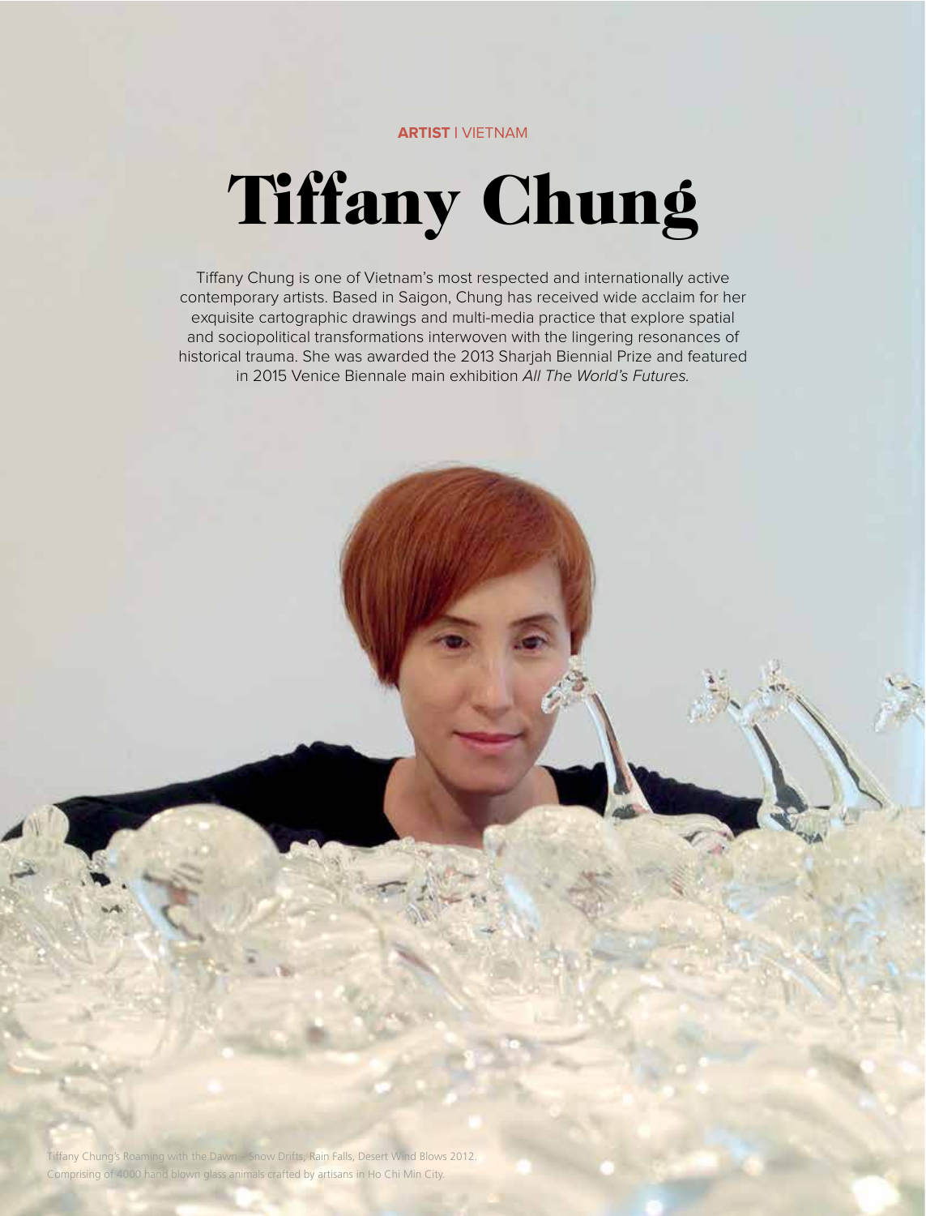**ARTIST** I VIETNAM

# Tiffany Chung

Tiffany Chung is one of Vietnam's most respected and internationally active contemporary artists. Based in Saigon, Chung has received wide acclaim for her exquisite cartographic drawings and multi-media practice that explore spatial and sociopolitical transformations interwoven with the lingering resonances of historical trauma. She was awarded the 2013 Sharjah Biennial Prize and featured in 2015 Venice Biennale main exhibition *All The World's Futures.*

Tiffany Chung's Roaming with the Dawn – Snow Drifts, Rain Falls, Desert Wind Blows 2012. Comprising of 4000 hand blown glass animals crafted by artisans in Ho Chi Min City.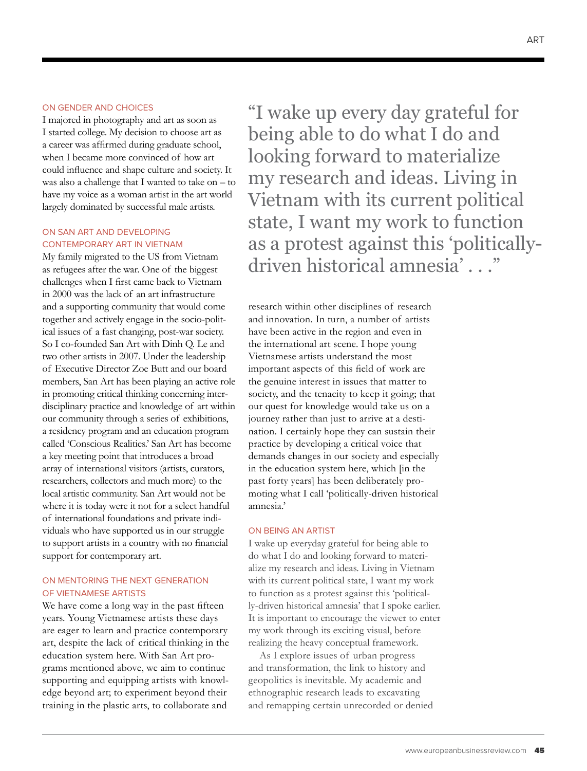### ON GENDER AND CHOICES

I majored in photography and art as soon as I started college. My decision to choose art as a career was affirmed during graduate school, when I became more convinced of how art could influence and shape culture and society. It was also a challenge that I wanted to take on – to have my voice as a woman artist in the art world largely dominated by successful male artists.

### ON SAN ART AND DEVELOPING CONTEMPORARY ART IN VIETNAM

My family migrated to the US from Vietnam as refugees after the war. One of the biggest challenges when I first came back to Vietnam in 2000 was the lack of an art infrastructure and a supporting community that would come together and actively engage in the socio-political issues of a fast changing, post-war society. So I co-founded San Art with Dinh Q. Le and two other artists in 2007. Under the leadership of Executive Director Zoe Butt and our board members, San Art has been playing an active role in promoting critical thinking concerning interdisciplinary practice and knowledge of art within our community through a series of exhibitions, a residency program and an education program called 'Conscious Realities.' San Art has become a key meeting point that introduces a broad array of international visitors (artists, curators, researchers, collectors and much more) to the local artistic community. San Art would not be where it is today were it not for a select handful of international foundations and private individuals who have supported us in our struggle to support artists in a country with no financial support for contemporary art.

### ON MENTORING THE NEXT GENERATION OF VIETNAMESE ARTISTS

We have come a long way in the past fifteen years. Young Vietnamese artists these days are eager to learn and practice contemporary art, despite the lack of critical thinking in the education system here. With San Art programs mentioned above, we aim to continue supporting and equipping artists with knowledge beyond art; to experiment beyond their training in the plastic arts, to collaborate and research within other disciplines of research and innovation. In turn, a number of artists have been active in the region and even in the international art scene. I hope young Vietnamese artists understand the most important aspects of this field of work are the genuine interest in issues that matter to society, and the tenacity to keep it going; that our quest for knowledge would take us on a journey rather than just to arrive at a destination. I certainly hope they can sustain their practice by developing a critical voice that demands changes in our society and especially in the education system here, which [in the past forty years] has been deliberately promoting what I call 'politically-driven historical amnesia.'

> "I wake up every day grateful for being able to do what I do and looking forward to materialize my research and ideas. Living in Vietnam with its current political state, I want my work to function as a protest against this 'politically-driven historical amnesia' . . ."

### ON BEING AN ARTIST

I wake up everyday grateful for being able to do what I do and looking forward to materialize my research and ideas. Living in Vietnam with its current political state, I want my work to function as a protest against this 'politically-driven historical amnesia' that I spoke earlier. It is important to encourage the viewer to enter my work through its exciting visual, before realizing the heavy conceptual framework.

As I explore issues of urban progress and transformation, the link to history and geopolitics is inevitable. My academic and ethnographic research leads to excavating and remapping certain unrecorded or denied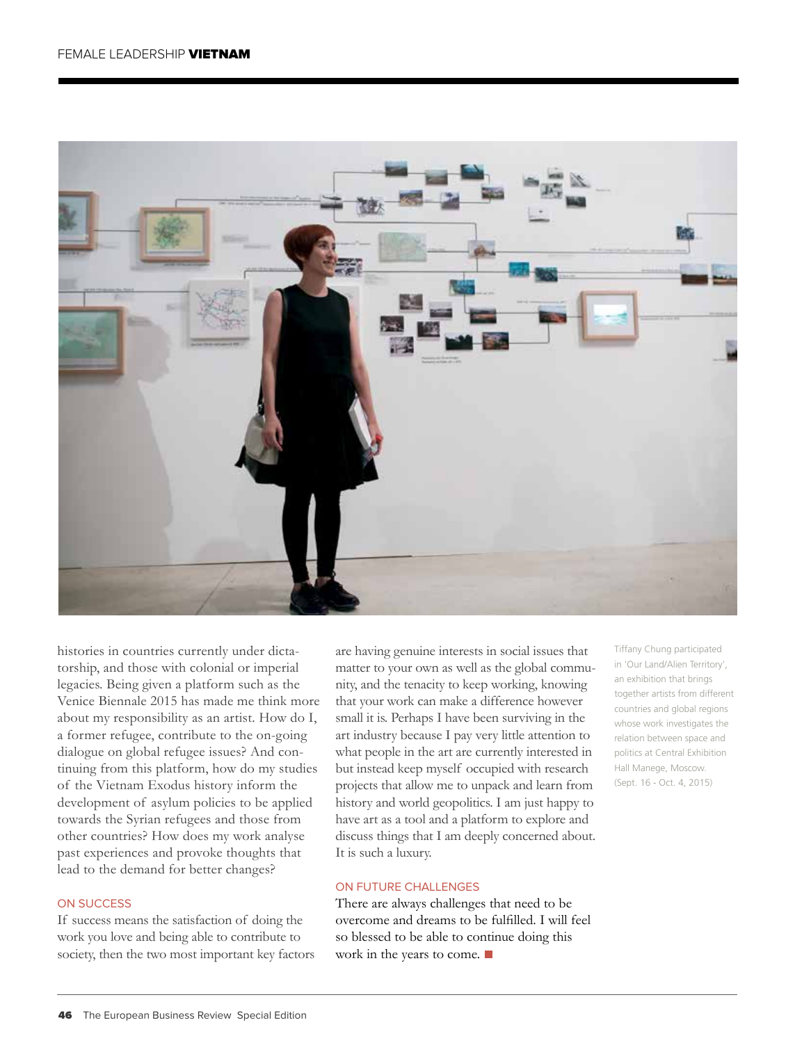histories in countries currently under dictatorship, and those with colonial or imperial legacies. Being given a platform such as the Venice Biennale 2015 has made me think more about my responsibility as an artist. How do I, a former refugee, contribute to the on-going dialogue on global refugee issues? And continuing from this platform, how do my studies of the Vietnam Exodus history inform the development of asylum policies to be applied towards the Syrian refugees and those from other countries? How does my work analyse past experiences and provoke thoughts that lead to the demand for better changes?

## ON SUCCESS

If success means the satisfaction of doing the work you love and being able to contribute to society, then the two most important key factors are having genuine interests in social issues that matter to your own as well as the global community, and the tenacity to keep working, knowing that your work can make a difference however small it is. Perhaps I have been surviving in the art industry because I pay very little attention to what people in the art are currently interested in but instead keep myself occupied with research projects that allow me to unpack and learn from history and world geopolitics. I am just happy to have art as a tool and a platform to explore and discuss things that I am deeply concerned about. It is such a luxury.

## ON FUTURE CHALLENGES

There are always challenges that need to be overcome and dreams to be fulfilled. I will feel so blessed to be able to continue doing this work in the years to come. ■

Tiffany Chung participated in 'Our Land/Alien Territory', an exhibition that brings together artists from different countries and global regions whose work investigates the relation between space and politics at Central Exhibition Hall Manege, Moscow. (Sept. 16 - Oct. 4, 2015)